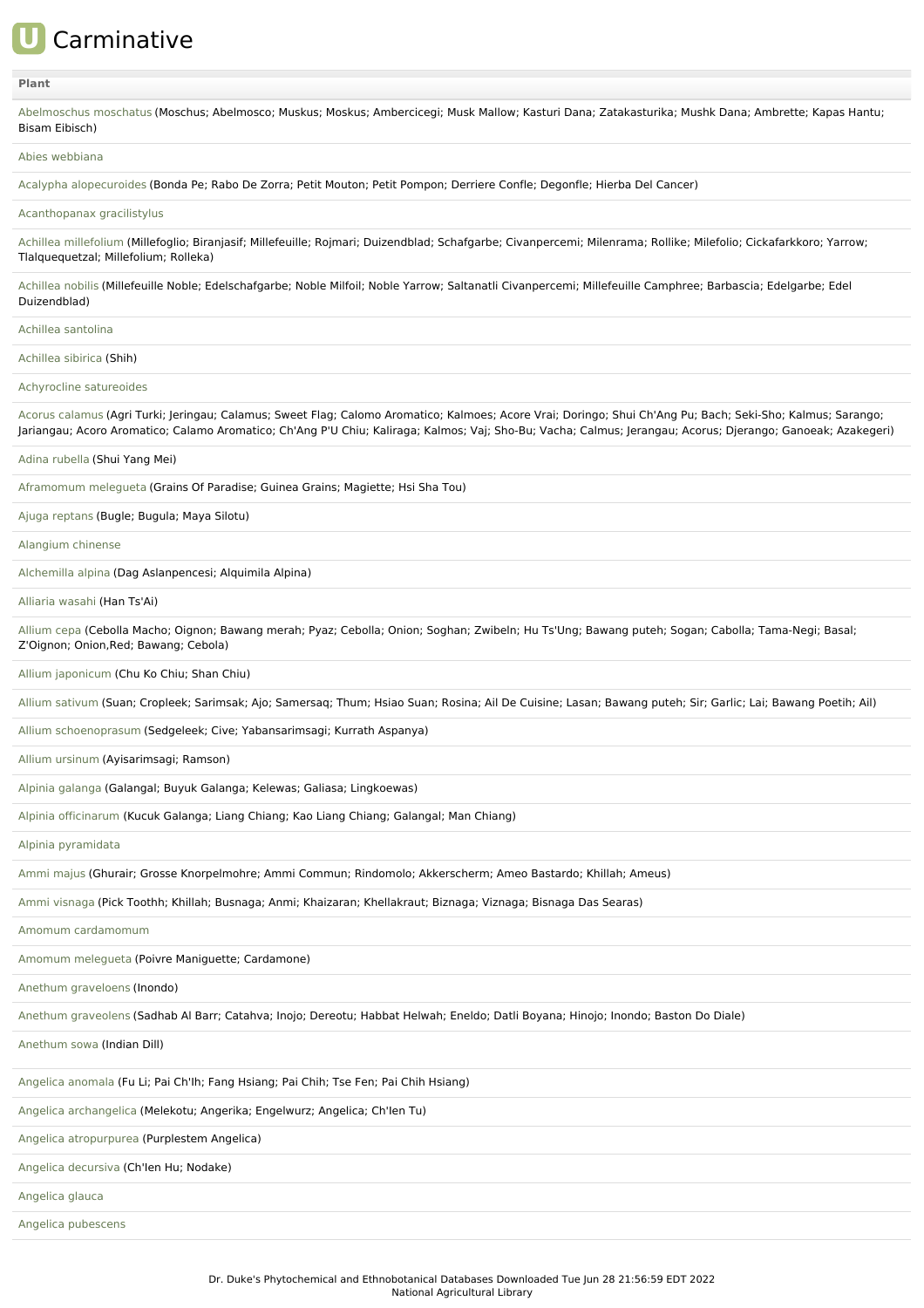# Carminative

| Plant |
| --- |
| Abelmoschus moschatus (Moschus; Abelmosco; Muskus; Moskus; Ambercicegi; Musk Mallow; Kasturi Dana; Zatakasturika; Mushk Dana; Ambrette; Kapas Hantu; Bisam Eibisch) |
| Abies webbiana |
| Acalypha alopecuroides (Bonda Pe; Rabo De Zorra; Petit Mouton; Petit Pompon; Derriere Confle; Degonfle; Hierba Del Cancer) |
| Acanthopanax gracilistylus |
| Achillea millefolium (Millefoglio; Biranjasif; Millefeuille; Rojmari; Duizendblad; Schafgarbe; Civanpercemi; Milenrama; Rollike; Milefolio; Cickafarkkoro; Yarrow; Tlalquequetzal; Millefolium; Rolleka) |
| Achillea nobilis (Millefeuille Noble; Edelschafgarbe; Noble Milfoil; Noble Yarrow; Saltanatli Civanpercemi; Millefeuille Camphree; Barbascia; Edelgarbe; Edel Duizendblad) |
| Achillea santolina |
| Achillea sibirica (Shih) |
| Achyrocline satureoides |
| Acorus calamus (Agri Turki; Jeringau; Calamus; Sweet Flag; Calomo Aromatico; Kalmoes; Acore Vrai; Doringo; Shui Ch'Ang Pu; Bach; Seki-Sho; Kalmus; Sarango; Jariangau; Acoro Aromatico; Calamo Aromatico; Ch'Ang P'U Chiu; Kaliraga; Kalmos; Vaj; Sho-Bu; Vacha; Calmus; Jerangau; Acorus; Djerango; Ganoeak; Azakegeri) |
| Adina rubella (Shui Yang Mei) |
| Aframomum melegueta (Grains Of Paradise; Guinea Grains; Magiette; Hsi Sha Tou) |
| Ajuga reptans (Bugle; Bugula; Maya Silotu) |
| Alangium chinense |
| Alchemilla alpina (Dag Aslanpencesi; Alquimila Alpina) |
| Alliaria wasahi (Han Ts'Ai) |
| Allium cepa (Cebolla Macho; Oignon; Bawang merah; Pyaz; Cebolla; Onion; Soghan; Zwibeln; Hu Ts'Ung; Bawang puteh; Sogan; Cabolla; Tama-Negi; Basal; Z'Oignon; Onion,Red; Bawang; Cebola) |
| Allium japonicum (Chu Ko Chiu; Shan Chiu) |
| Allium sativum (Suan; Cropleek; Sarimsak; Ajo; Samersaq; Thum; Hsiao Suan; Rosina; Ail De Cuisine; Lasan; Bawang puteh; Sir; Garlic; Lai; Bawang Poetih; Ail) |
| Allium schoenoprasum (Sedgeleek; Cive; Yabansarimsagi; Kurrath Aspanya) |
| Allium ursinum (Ayisarimsagi; Ramson) |
| Alpinia galanga (Galangal; Buyuk Galanga; Kelewas; Galiasa; Lingkoewas) |
| Alpinia officinarum (Kucuk Galanga; Liang Chiang; Kao Liang Chiang; Galangal; Man Chiang) |
| Alpinia pyramidata |
| Ammi majus (Ghurair; Grosse Knorpelmohre; Ammi Commun; Rindomolo; Akkerscherm; Ameo Bastardo; Khillah; Ameus) |
| Ammi visnaga (Pick Toothh; Khillah; Busnaga; Anmi; Khaizaran; Khellakraut; Biznaga; Viznaga; Bisnaga Das Searas) |
| Amomum cardamomum |
| Amomum melegueta (Poivre Maniguette; Cardamone) |
| Anethum graveloens (Inondo) |
| Anethum graveolens (Sadhab Al Barr; Catahva; Inojo; Dereotu; Habbat Helwah; Eneldo; Datli Boyana; Hinojo; Inondo; Baston Do Diale) |
| Anethum sowa (Indian Dill) |
| Angelica anomala (Fu Li; Pai Ch'Ih; Fang Hsiang; Pai Chih; Tse Fen; Pai Chih Hsiang) |
| Angelica archangelica (Melekotu; Angerika; Engelwurz; Angelica; Ch'Ien Tu) |
| Angelica atropurpurea (Purplestem Angelica) |
| Angelica decursiva (Ch'Ien Hu; Nodake) |
| Angelica glauca |
| Angelica pubescens |

Dr. Duke's Phytochemical and Ethnobotanical Databases Downloaded Tue Jun 28 21:56:59 EDT 2022
National Agricultural Library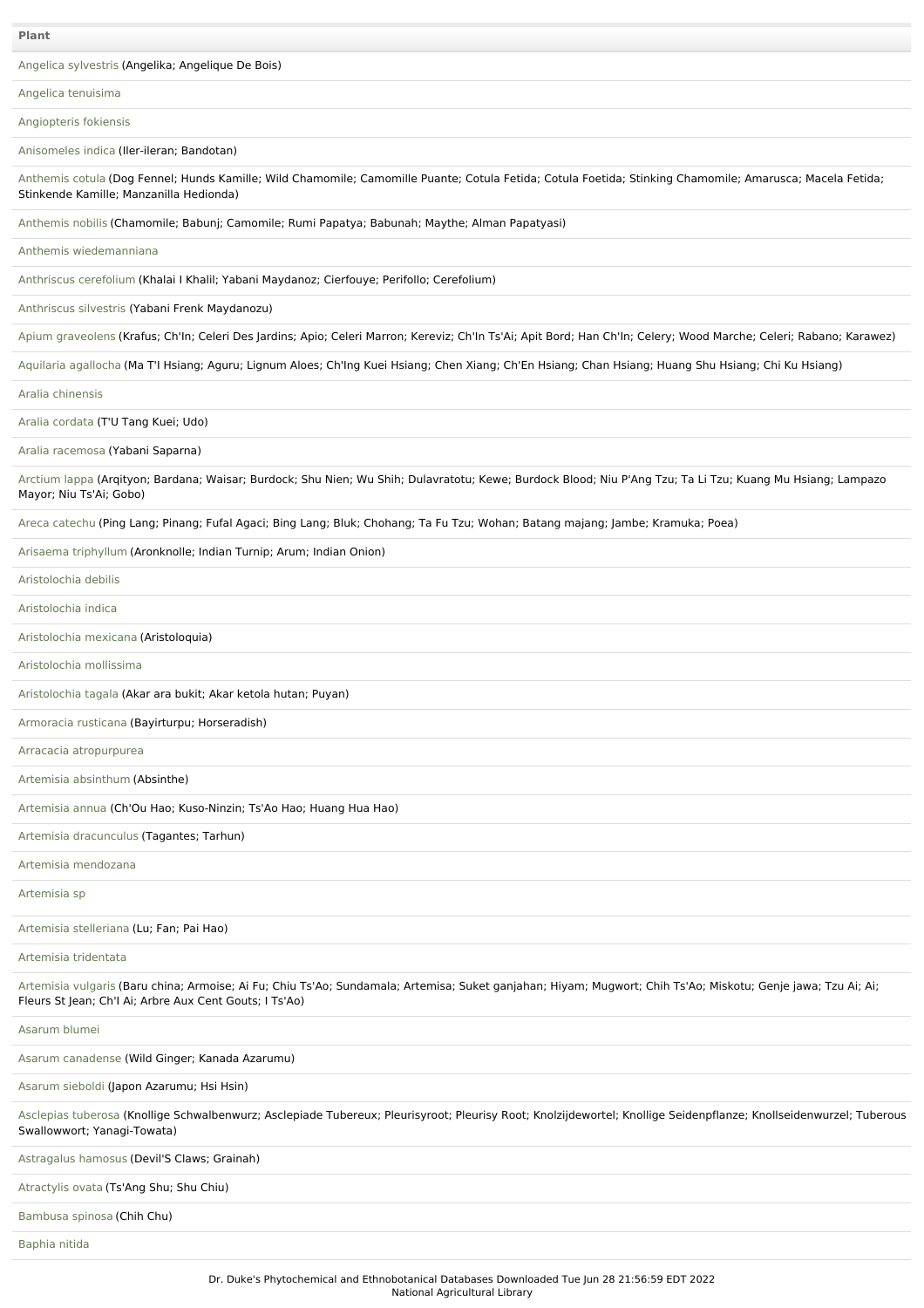| Plant |
| --- |
| Angelica sylvestris (Angelika; Angelique De Bois) |
| Angelica tenuisima |
| Angiopteris fokiensis |
| Anisomeles indica (Iler-ileran; Bandotan) |
| Anthemis cotula (Dog Fennel; Hunds Kamille; Wild Chamomile; Camomille Puante; Cotula Fetida; Cotula Foetida; Stinking Chamomile; Amarusca; Macela Fetida; Stinkende Kamille; Manzanilla Hedionda) |
| Anthemis nobilis (Chamomile; Babunj; Camomile; Rumi Papatya; Babunah; Maythe; Alman Papatyasi) |
| Anthemis wiedemanniana |
| Anthriscus cerefolium (Khalai I Khalil; Yabani Maydanoz; Cierfouye; Perifollo; Cerefolium) |
| Anthriscus silvestris (Yabani Frenk Maydanozu) |
| Apium graveolens (Krafus; Ch'In; Celeri Des Jardins; Apio; Celeri Marron; Kereviz; Ch'In Ts'Ai; Apit Bord; Han Ch'In; Celery; Wood Marche; Celeri; Rabano; Karawez) |
| Aquilaria agallocha (Ma T'I Hsiang; Aguru; Lignum Aloes; Ch'Ing Kuei Hsiang; Chen Xiang; Ch'En Hsiang; Chan Hsiang; Huang Shu Hsiang; Chi Ku Hsiang) |
| Aralia chinensis |
| Aralia cordata (T'U Tang Kuei; Udo) |
| Aralia racemosa (Yabani Saparna) |
| Arctium lappa (Arqityon; Bardana; Waisar; Burdock; Shu Nien; Wu Shih; Dulavratotu; Kewe; Burdock Blood; Niu P'Ang Tzu; Ta Li Tzu; Kuang Mu Hsiang; Lampazo Mayor; Niu Ts'Ai; Gobo) |
| Areca catechu (Ping Lang; Pinang; Fufal Agaci; Bing Lang; Bluk; Chohang; Ta Fu Tzu; Wohan; Batang majang; Jambe; Kramuka; Poea) |
| Arisaema triphyllum (Aronknolle; Indian Turnip; Arum; Indian Onion) |
| Aristolochia debilis |
| Aristolochia indica |
| Aristolochia mexicana (Aristoloquia) |
| Aristolochia mollissima |
| Aristolochia tagala (Akar ara bukit; Akar ketola hutan; Puyan) |
| Armoracia rusticana (Bayirturpu; Horseradish) |
| Arracacia atropurpurea |
| Artemisia absinthum (Absinthe) |
| Artemisia annua (Ch'Ou Hao; Kuso-Ninzin; Ts'Ao Hao; Huang Hua Hao) |
| Artemisia dracunculus (Tagantes; Tarhun) |
| Artemisia mendozana |
| Artemisia sp |
| Artemisia stelleriana (Lu; Fan; Pai Hao) |
| Artemisia tridentata |
| Artemisia vulgaris (Baru china; Armoise; Ai Fu; Chiu Ts'Ao; Sundamala; Artemisa; Suket ganjahan; Hiyam; Mugwort; Chih Ts'Ao; Miskotu; Genje jawa; Tzu Ai; Ai; Fleurs St Jean; Ch'I Ai; Arbre Aux Cent Gouts; I Ts'Ao) |
| Asarum blumei |
| Asarum canadense (Wild Ginger; Kanada Azarumu) |
| Asarum sieboldi (Japon Azarumu; Hsi Hsin) |
| Asclepias tuberosa (Knollige Schwalbenwurz; Asclepiade Tubereux; Pleurisyroot; Pleurisy Root; Knolzijdewortel; Knollige Seidenpflanze; Knollseidenwurzel; Tuberous Swallowwort; Yanagi-Towata) |
| Astragalus hamosus (Devil'S Claws; Grainah) |
| Atractylis ovata (Ts'Ang Shu; Shu Chiu) |
| Bambusa spinosa (Chih Chu) |
| Baphia nitida |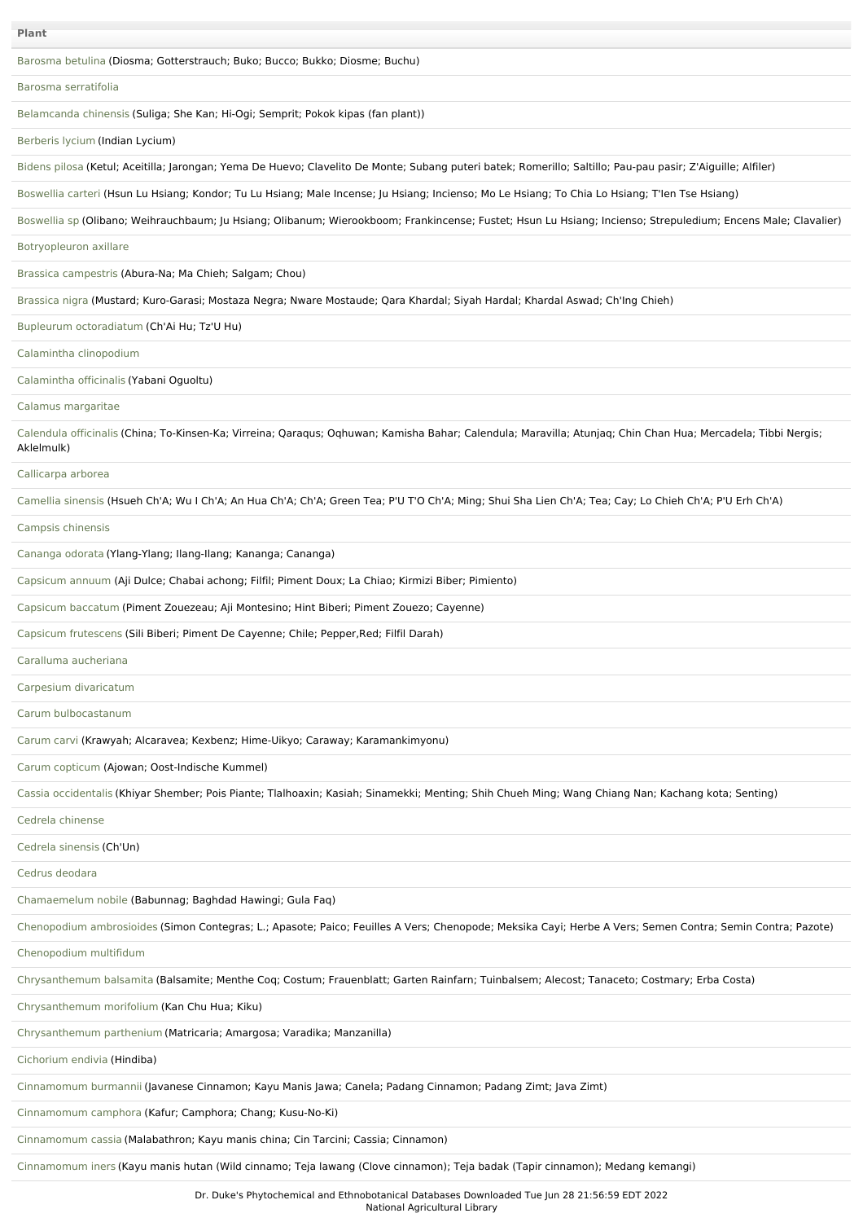| Plant |
| --- |
| Barosma betulina (Diosma; Gotterstrauch; Buko; Bucco; Bukko; Diosme; Buchu) |
| Barosma serratifolia |
| Belamcanda chinensis (Suliga; She Kan; Hi-Ogi; Semprit; Pokok kipas (fan plant)) |
| Berberis lycium (Indian Lycium) |
| Bidens pilosa (Ketul; Aceitilla; Jarongan; Yema De Huevo; Clavelito De Monte; Subang puteri batek; Romerillo; Saltillo; Pau-pau pasir; Z'Aiguille; Alfiler) |
| Boswellia carteri (Hsun Lu Hsiang; Kondor; Tu Lu Hsiang; Male Incense; Ju Hsiang; Incienso; Mo Le Hsiang; To Chia Lo Hsiang; T'Ien Tse Hsiang) |
| Boswellia sp (Olibano; Weihrauchbaum; Ju Hsiang; Olibanum; Wierookboom; Frankincense; Fustet; Hsun Lu Hsiang; Incienso; Strepuledium; Encens Male; Clavalier) |
| Botryopleuron axillare |
| Brassica campestris (Abura-Na; Ma Chieh; Salgam; Chou) |
| Brassica nigra (Mustard; Kuro-Garasi; Mostaza Negra; Nware Mostaude; Qara Khardal; Siyah Hardal; Khardal Aswad; Ch'Ing Chieh) |
| Bupleurum octoradiatum (Ch'Ai Hu; Tz'U Hu) |
| Calamintha clinopodium |
| Calamintha officinalis (Yabani Oguoltu) |
| Calamus margaritae |
| Calendula officinalis (China; To-Kinsen-Ka; Virreina; Qaraqus; Oqhuwan; Kamisha Bahar; Calendula; Maravilla; Atunjaq; Chin Chan Hua; Mercadela; Tibbi Nergis; Aklelmulk) |
| Callicarpa arborea |
| Camellia sinensis (Hsueh Ch'A; Wu I Ch'A; An Hua Ch'A; Ch'A; Green Tea; P'U T'O Ch'A; Ming; Shui Sha Lien Ch'A; Tea; Cay; Lo Chieh Ch'A; P'U Erh Ch'A) |
| Campsis chinensis |
| Cananga odorata (Ylang-Ylang; Ilang-Ilang; Kananga; Cananga) |
| Capsicum annuum (Aji Dulce; Chabai achong; Filfil; Piment Doux; La Chiao; Kirmizi Biber; Pimiento) |
| Capsicum baccatum (Piment Zouezeau; Aji Montesino; Hint Biberi; Piment Zouezo; Cayenne) |
| Capsicum frutescens (Sili Biberi; Piment De Cayenne; Chile; Pepper,Red; Filfil Darah) |
| Caralluma aucheriana |
| Carpesium divaricatum |
| Carum bulbocastanum |
| Carum carvi (Krawyah; Alcaravea; Kexbenz; Hime-Uikyo; Caraway; Karamankimyonu) |
| Carum copticum (Ajowan; Oost-Indische Kummel) |
| Cassia occidentalis (Khiyar Shember; Pois Piante; Tlalhoaxin; Kasiah; Sinamekki; Menting; Shih Chueh Ming; Wang Chiang Nan; Kachang kota; Senting) |
| Cedrela chinense |
| Cedrela sinensis (Ch'Un) |
| Cedrus deodara |
| Chamaemelum nobile (Babunnag; Baghdad Hawingi; Gula Faq) |
| Chenopodium ambrosioides (Simon Contegras; L.; Apasote; Paico; Feuilles A Vers; Chenopode; Meksika Cayi; Herbe A Vers; Semen Contra; Semin Contra; Pazote) |
| Chenopodium multifidum |
| Chrysanthemum balsamita (Balsamite; Menthe Coq; Costum; Frauenblatt; Garten Rainfarn; Tuinbalsem; Alecost; Tanaceto; Costmary; Erba Costa) |
| Chrysanthemum morifolium (Kan Chu Hua; Kiku) |
| Chrysanthemum parthenium (Matricaria; Amargosa; Varadika; Manzanilla) |
| Cichorium endivia (Hindiba) |
| Cinnamomum burmannii (Javanese Cinnamon; Kayu Manis Jawa; Canela; Padang Cinnamon; Padang Zimt; Java Zimt) |
| Cinnamomum camphora (Kafur; Camphora; Chang; Kusu-No-Ki) |
| Cinnamomum cassia (Malabathron; Kayu manis china; Cin Tarcini; Cassia; Cinnamon) |
| Cinnamomum iners (Kayu manis hutan (Wild cinnamo; Teja lawang (Clove cinnamon); Teja badak (Tapir cinnamon); Medang kemangi) |

Dr. Duke's Phytochemical and Ethnobotanical Databases Downloaded Tue Jun 28 21:56:59 EDT 2022
National Agricultural Library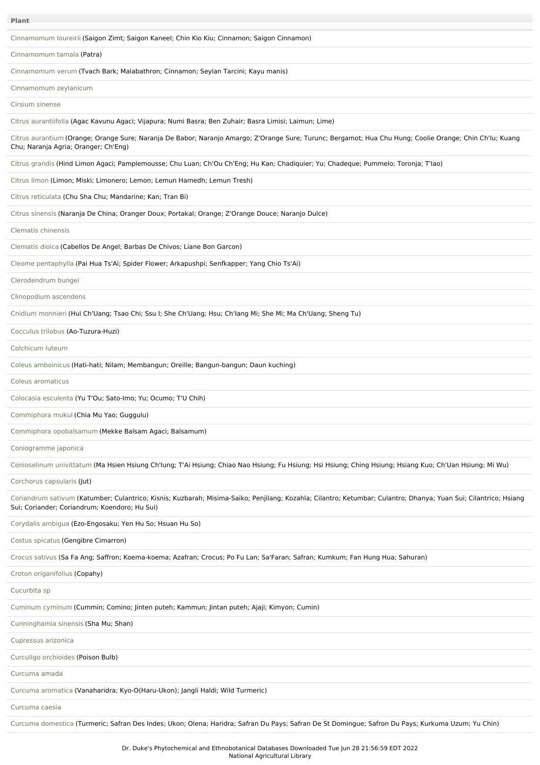| Plant |
| --- |
| Cinnamomum loureirii (Saigon Zimt; Saigon Kaneel; Chin Kio Kiu; Cinnamon; Saigon Cinnamon) |
| Cinnamomum tamala (Patra) |
| Cinnamomum verum (Tvach Bark; Malabathron; Cinnamon; Seylan Tarcini; Kayu manis) |
| Cinnamomum zeylanicum |
| Cirsium sinense |
| Citrus aurantiifolia (Agac Kavunu Agaci; Vijapura; Numi Basra; Ben Zuhair; Basra Limisi; Laimun; Lime) |
| Citrus aurantium (Orange; Orange Sure; Naranja De Babor; Naranjo Amargo; Z'Orange Sure; Turunc; Bergamot; Hua Chu Hung; Coolie Orange; Chin Ch'Iu; Kuang Chu; Naranja Agria; Oranger; Ch'Eng) |
| Citrus grandis (Hind Limon Agaci; Pamplemousse; Chu Luan; Ch'Ou Ch'Eng; Hu Kan; Chadiquier; Yu; Chadeque; Pummelo; Toronja; T'Iao) |
| Citrus limon (Limon; Miski; Limonero; Lemon; Lemun Hamedh; Lemun Tresh) |
| Citrus reticulata (Chu Sha Chu; Mandarine; Kan; Tran Bi) |
| Citrus sinensis (Naranja De China; Oranger Doux; Portakal; Orange; Z'Orange Douce; Naranjo Dulce) |
| Clematis chinensis |
| Clematis dioica (Cabellos De Angel; Barbas De Chivos; Liane Bon Garcon) |
| Cleome pentaphylla (Pai Hua Ts'Ai; Spider Flower; Arkapushpi; Senfkapper; Yang Chio Ts'Ai) |
| Clerodendrum bungei |
| Clinopodium ascendens |
| Cnidium monnieri (Hui Ch'Uang; Tsao Chi; Ssu I; She Ch'Uang; Hsu; Ch'Iang Mi; She Mi; Ma Ch'Uang; Sheng Tu) |
| Cocculus trilobus (Ao-Tuzura-Huzi) |
| Colchicum luteum |
| Coleus amboinicus (Hati-hati; Nilam; Membangun; Oreille; Bangun-bangun; Daun kuching) |
| Coleus aromaticus |
| Colocasia esculenta (Yu T'Ou; Sato-Imo; Yu; Ocumo; T'U Chih) |
| Commiphora mukul (Chia Mu Yao; Guggulu) |
| Commiphora opobalsamum (Mekke Balsam Agaci; Balsamum) |
| Coniogramme japonica |
| Conioselinum univittatum (Ma Hsien Hsiung Ch'Iung; T'Ai Hsiung; Chiao Nao Hsiung; Fu Hsiung; Hsi Hsiung; Ching Hsiung; Hsiang Kuo; Ch'Uan Hsiung; Mi Wu) |
| Corchorus capsularis (Jut) |
| Coriandrum sativum (Katumber; Culantrico; Kisnis; Kuzbarah; Misima-Saiko; Penjilang; Kozahla; Cilantro; Ketumbar; Culantro; Dhanya; Yuan Sui; Cilantrico; Hsiang Sui; Coriander; Coriandrum; Koendoro; Hu Sui) |
| Corydalis ambigua (Ezo-Engosaku; Yen Hu So; Hsuan Hu So) |
| Costus spicatus (Gengibre Cimarron) |
| Crocus sativus (Sa Fa Ang; Saffron; Koema-koema; Azafran; Crocus; Po Fu Lan; Sa'Faran; Safran; Kumkum; Fan Hung Hua; Sahuran) |
| Croton origanifolius (Copahy) |
| Cucurbita sp |
| Cuminum cyminum (Cummin; Comino; Jinten puteh; Kammun; Jintan puteh; Ajaji; Kimyon; Cumin) |
| Cunninghamia sinensis (Sha Mu; Shan) |
| Cupressus arizonica |
| Curculigo orchioides (Poison Bulb) |
| Curcuma amada |
| Curcuma aromatica (Vanaharidra; Kyo-O(Haru-Ukon); Jangli Haldi; Wild Turmeric) |
| Curcuma caesia |
| Curcuma domestica (Turmeric; Safran Des Indes; Ukon; Olena; Haridra; Safran Du Pays; Safran De St Domingue; Safron Du Pays; Kurkuma Uzum; Yu Chin) |

Dr. Duke's Phytochemical and Ethnobotanical Databases Downloaded Tue Jun 28 21:56:59 EDT 2022
National Agricultural Library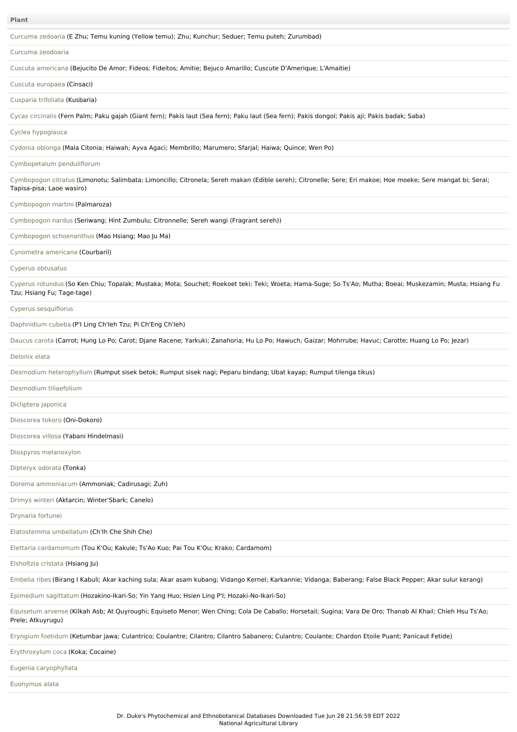| Plant |
| --- |
| Curcuma zedoaria (E Zhu; Temu kuning (Yellow temu); Zhu; Kunchur; Seduer; Temu puteh; Zurumbad) |
| Curcuma zeodoaria |
| Cuscuta americana (Bejucito De Amor; Fideos; Fideitos; Amitie; Bejuco Amarillo; Cuscute D'Amerique; L'Amaitie) |
| Cuscuta europaea (Cinsaci) |
| Cusparia trifoliata (Kusbaria) |
| Cycas circinalis (Fern Palm; Paku gajah (Giant fern); Pakis laut (Sea fern); Paku laut (Sea fern); Pakis dongol; Pakis aji; Pakis badak; Saba) |
| Cyclea hypoglauca |
| Cydonia oblonga (Mala Citonia; Haiwah; Ayva Agaci; Membrillo; Marumero; Sfarjal; Haiwa; Quince; Wen Po) |
| Cymbopetalum penduliflorum |
| Cymbopogon citratus (Limonotu; Salimbata; Limoncillo; Citronela; Sereh makan (Edible sereh); Citronelle; Sere; Eri makoe; Hoe moeke; Sere mangat bi; Serai; Tapisa-pisa; Laoe wasiro) |
| Cymbopogon martini (Palmaroza) |
| Cymbopogon nardus (Seriwang; Hint Zumbulu; Citronnelle; Sereh wangi (Fragrant sereh)) |
| Cymbopogon schoenanthus (Mao Hsiang; Mao Ju Ma) |
| Cynometra americana (Courbaril) |
| Cyperus obtusatus |
| Cyperus rotundus (So Ken Chiu; Topalak; Mustaka; Mota; Souchet; Roekoet teki; Teki; Woeta; Hama-Suge; So Ts'Ao; Mutha; Boeai; Muskezamin; Musta; Hsiang Fu Tzu; Hsiang Fu; Tage-tage) |
| Cyperus sesquiflorus |
| Daphnidium cubeba (P'I Ling Ch'Ieh Tzu; Pi Ch'Eng Ch'Ieh) |
| Daucus carota (Carrot; Hung Lo Po; Carot; Djane Racene; Yarkuki; Zanahoria; Hu Lo Po; Hawuch; Gaizar; Mohrrube; Havuc; Carotte; Huang Lo Po; Jezar) |
| Delonix elata |
| Desmodium heterophyllum (Rumput sisek betok; Rumput sisek nagi; Peparu bindang; Ubat kayap; Rumput tilenga tikus) |
| Desmodium tiliaefolium |
| Dicliptera japonica |
| Dioscorea tokoro (Oni-Dokoro) |
| Dioscorea villosa (Yabani Hindelmasi) |
| Diospyros melanoxylon |
| Dipteryx odorata (Tonka) |
| Dorema ammoniacum (Ammoniak; Cadirusagi; Zuh) |
| Drimys winteri (Aktarcin; Winter'Sbark; Canelo) |
| Drynaria fortunei |
| Elatostemma umbellatum (Ch'Ih Che Shih Che) |
| Elettaria cardamomum (Tou K'Ou; Kakule; Ts'Ao Kuo; Pai Tou K'Ou; Krako; Cardamom) |
| Elsholtzia cristata (Hsiang Ju) |
| Embelia ribes (Birang I Kabuli; Akar kaching sula; Akar asam kubang; Vidango Kernel; Karkannie; Vidanga; Baberang; False Black Pepper; Akar sulur kerang) |
| Epimedium sagittatum (Hozakino-Ikari-So; Yin Yang Huo; Hsien Ling P'I; Hozaki-No-Ikari-So) |
| Equisetum arvense (Kilkah Asb; At Quyroughi; Equiseto Menor; Wen Ching; Cola De Caballo; Horsetail; Sugina; Vara De Oro; Thanab Al Khail; Chieh Hsu Ts'Ao; Prele; Atkuyrugu) |
| Eryngium foetidum (Ketumbar jawa; Culantrico; Coulantre; Cilantro; Cilantro Sabanero; Culantro; Coulante; Chardon Etoile Puant; Panicaut Fetide) |
| Erythroxylum coca (Koka; Cocaine) |
| Eugenia caryophyllata |
| Euonymus alata |

Dr. Duke's Phytochemical and Ethnobotanical Databases Downloaded Tue Jun 28 21:56:59 EDT 2022
National Agricultural Library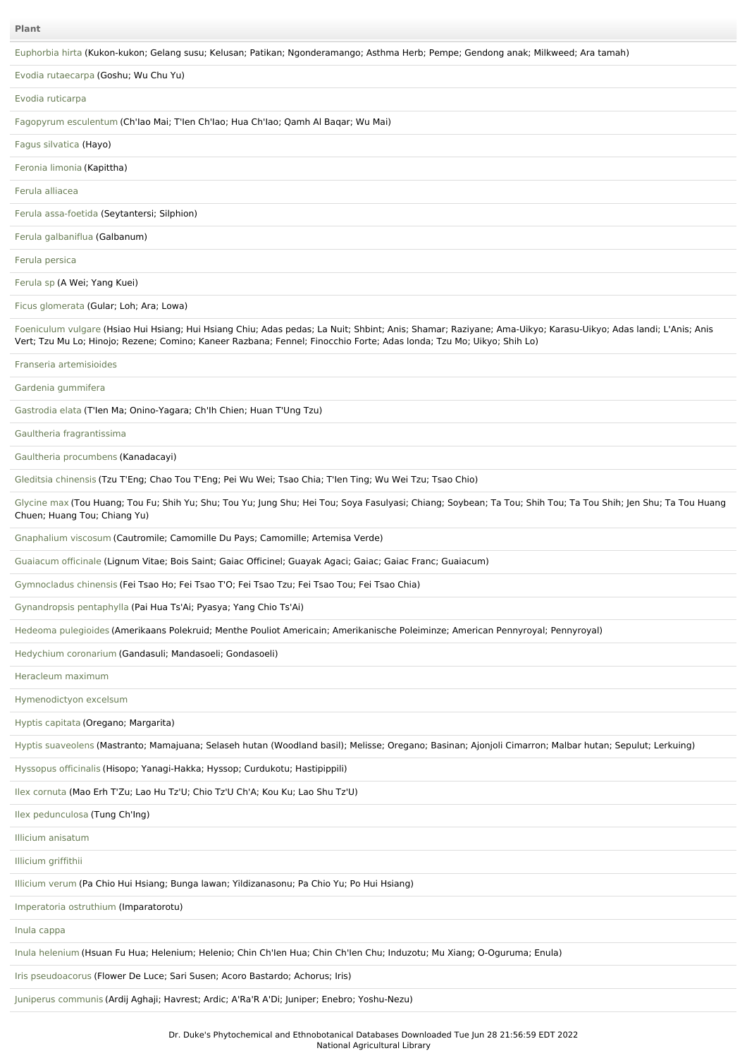| Plant |
| --- |
| Euphorbia hirta (Kukon-kukon; Gelang susu; Kelusan; Patikan; Ngonderamango; Asthma Herb; Pempe; Gendong anak; Milkweed; Ara tamah) |
| Evodia rutaecarpa (Goshu; Wu Chu Yu) |
| Evodia ruticarpa |
| Fagopyrum esculentum (Ch'Iao Mai; T'Ien Ch'Iao; Hua Ch'Iao; Qamh Al Baqar; Wu Mai) |
| Fagus silvatica (Hayo) |
| Feronia limonia (Kapittha) |
| Ferula alliacea |
| Ferula assa-foetida (Seytantersi; Silphion) |
| Ferula galbaniflua (Galbanum) |
| Ferula persica |
| Ferula sp (A Wei; Yang Kuei) |
| Ficus glomerata (Gular; Loh; Ara; Lowa) |
| Foeniculum vulgare (Hsiao Hui Hsiang; Hui Hsiang Chiu; Adas pedas; La Nuit; Shbint; Anis; Shamar; Raziyane; Ama-Uikyo; Karasu-Uikyo; Adas landi; L'Anis; Anis Vert; Tzu Mu Lo; Hinojo; Rezene; Comino; Kaneer Razbana; Fennel; Finocchio Forte; Adas londa; Tzu Mo; Uikyo; Shih Lo) |
| Franseria artemisioides |
| Gardenia gummifera |
| Gastrodia elata (T'Ien Ma; Onino-Yagara; Ch'Ih Chien; Huan T'Ung Tzu) |
| Gaultheria fragrantissima |
| Gaultheria procumbens (Kanadacayi) |
| Gleditsia chinensis (Tzu T'Eng; Chao Tou T'Eng; Pei Wu Wei; Tsao Chia; T'Ien Ting; Wu Wei Tzu; Tsao Chio) |
| Glycine max (Tou Huang; Tou Fu; Shih Yu; Shu; Tou Yu; Jung Shu; Hei Tou; Soya Fasulyasi; Chiang; Soybean; Ta Tou; Shih Tou; Ta Tou Shih; Jen Shu; Ta Tou Huang Chuen; Huang Tou; Chiang Yu) |
| Gnaphalium viscosum (Cautromile; Camomille Du Pays; Camomille; Artemisa Verde) |
| Guaiacum officinale (Lignum Vitae; Bois Saint; Gaiac Officinel; Guayak Agaci; Gaiac; Gaiac Franc; Guaiacum) |
| Gymnocladus chinensis (Fei Tsao Ho; Fei Tsao T'O; Fei Tsao Tzu; Fei Tsao Tou; Fei Tsao Chia) |
| Gynandropsis pentaphylla (Pai Hua Ts'Ai; Pyasya; Yang Chio Ts'Ai) |
| Hedeoma pulegioides (Amerikaans Polekruid; Menthe Pouliot Americain; Amerikanische Poleiminze; American Pennyroyal; Pennyroyal) |
| Hedychium coronarium (Gandasuli; Mandasoeli; Gondasoeli) |
| Heracleum maximum |
| Hymenodictyon excelsum |
| Hyptis capitata (Oregano; Margarita) |
| Hyptis suaveolens (Mastranto; Mamajuana; Selaseh hutan (Woodland basil); Melisse; Oregano; Basinan; Ajonjoli Cimarron; Malbar hutan; Sepulut; Lerkuing) |
| Hyssopus officinalis (Hisopo; Yanagi-Hakka; Hyssop; Curdukotu; Hastipippili) |
| Ilex cornuta (Mao Erh T'Zu; Lao Hu Tz'U; Chio Tz'U Ch'A; Kou Ku; Lao Shu Tz'U) |
| Ilex pedunculosa (Tung Ch'Ing) |
| Illicium anisatum |
| Illicium griffithii |
| Illicium verum (Pa Chio Hui Hsiang; Bunga lawan; Yildizanasonu; Pa Chio Yu; Po Hui Hsiang) |
| Imperatoria ostruthium (Imparatorotu) |
| Inula cappa |
| Inula helenium (Hsuan Fu Hua; Helenium; Helenio; Chin Ch'Ien Hua; Chin Ch'Ien Chu; Induzotu; Mu Xiang; O-Oguruma; Enula) |
| Iris pseudoacorus (Flower De Luce; Sari Susen; Acoro Bastardo; Achorus; Iris) |
| Juniperus communis (Ardij Aghaji; Havrest; Ardic; A'Ra'R A'Di; Juniper; Enebro; Yoshu-Nezu) |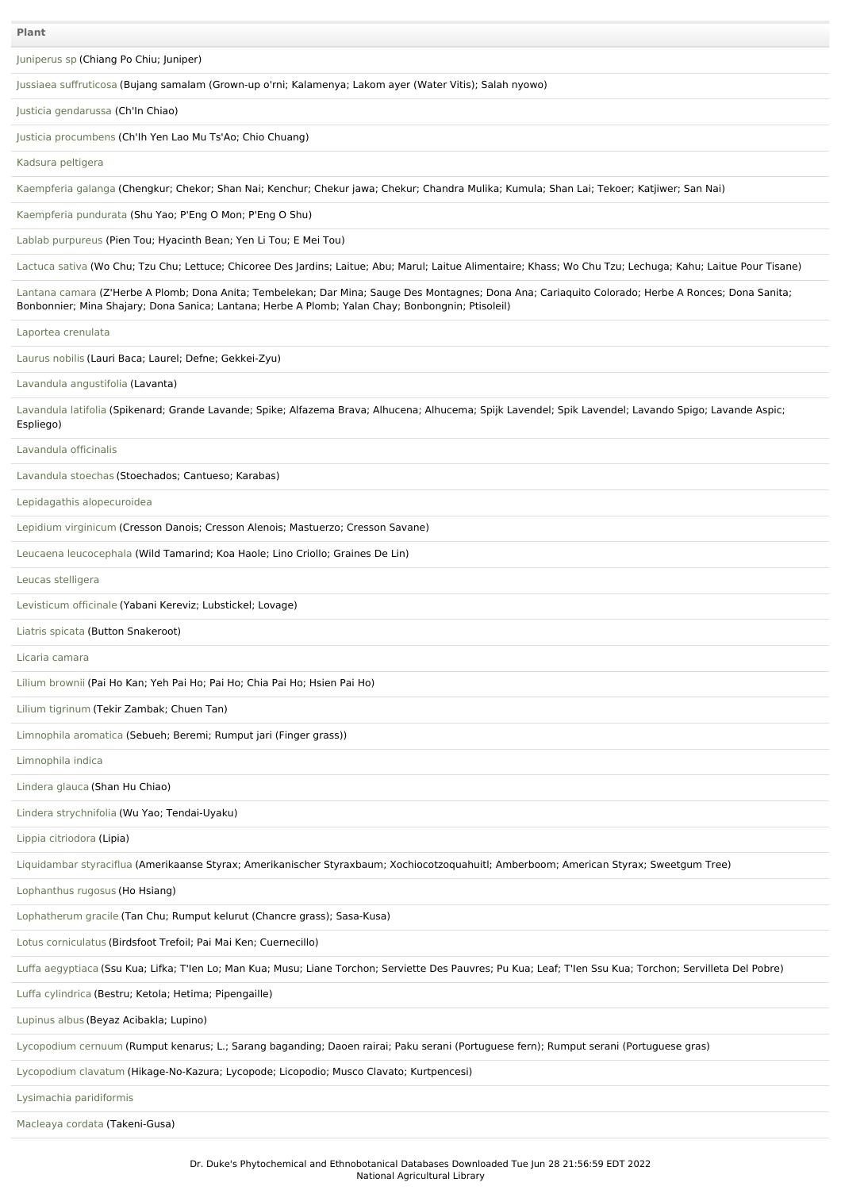| Plant |
| --- |
| Juniperus sp (Chiang Po Chiu; Juniper) |
| Jussiaea suffruticosa (Bujang samalam (Grown-up o'rni; Kalamenya; Lakom ayer (Water Vitis); Salah nyowo) |
| Justicia gendarussa (Ch'In Chiao) |
| Justicia procumbens (Ch'Ih Yen Lao Mu Ts'Ao; Chio Chuang) |
| Kadsura peltigera |
| Kaempferia galanga (Chengkur; Chekor; Shan Nai; Kenchur; Chekur jawa; Chekur; Chandra Mulika; Kumula; Shan Lai; Tekoer; Katjiwer; San Nai) |
| Kaempferia pundurata (Shu Yao; P'Eng O Mon; P'Eng O Shu) |
| Lablab purpureus (Pien Tou; Hyacinth Bean; Yen Li Tou; E Mei Tou) |
| Lactuca sativa (Wo Chu; Tzu Chu; Lettuce; Chicoree Des Jardins; Laitue; Abu; Marul; Laitue Alimentaire; Khass; Wo Chu Tzu; Lechuga; Kahu; Laitue Pour Tisane) |
| Lantana camara (Z'Herbe A Plomb; Dona Anita; Tembelekan; Dar Mina; Sauge Des Montagnes; Dona Ana; Cariaquito Colorado; Herbe A Ronces; Dona Sanita; Bonbonnier; Mina Shajary; Dona Sanica; Lantana; Herbe A Plomb; Yalan Chay; Bonbongnin; Ptisoleil) |
| Laportea crenulata |
| Laurus nobilis (Lauri Baca; Laurel; Defne; Gekkei-Zyu) |
| Lavandula angustifolia (Lavanta) |
| Lavandula latifolia (Spikenard; Grande Lavande; Spike; Alfazema Brava; Alhucena; Alhucema; Spijk Lavendel; Spik Lavendel; Lavando Spigo; Lavande Aspic; Espliego) |
| Lavandula officinalis |
| Lavandula stoechas (Stoechados; Cantueso; Karabas) |
| Lepidagathis alopecuroidea |
| Lepidium virginicum (Cresson Danois; Cresson Alenois; Mastuerzo; Cresson Savane) |
| Leucaena leucocephala (Wild Tamarind; Koa Haole; Lino Criollo; Graines De Lin) |
| Leucas stelligera |
| Levisticum officinale (Yabani Kereviz; Lubstickel; Lovage) |
| Liatris spicata (Button Snakeroot) |
| Licaria camara |
| Lilium brownii (Pai Ho Kan; Yeh Pai Ho; Pai Ho; Chia Pai Ho; Hsien Pai Ho) |
| Lilium tigrinum (Tekir Zambak; Chuen Tan) |
| Limnophila aromatica (Sebueh; Beremi; Rumput jari (Finger grass)) |
| Limnophila indica |
| Lindera glauca (Shan Hu Chiao) |
| Lindera strychnifolia (Wu Yao; Tendai-Uyaku) |
| Lippia citriodora (Lipia) |
| Liquidambar styraciflua (Amerikaanse Styrax; Amerikanischer Styraxbaum; Xochiocotzoquahuitl; Amberboom; American Styrax; Sweetgum Tree) |
| Lophanthus rugosus (Ho Hsiang) |
| Lophatherum gracile (Tan Chu; Rumput kelurut (Chancre grass); Sasa-Kusa) |
| Lotus corniculatus (Birdsfoot Trefoil; Pai Mai Ken; Cuernecillo) |
| Luffa aegyptiaca (Ssu Kua; Lifka; T'Ien Lo; Man Kua; Musu; Liane Torchon; Serviette Des Pauvres; Pu Kua; Leaf; T'Ien Ssu Kua; Torchon; Servilleta Del Pobre) |
| Luffa cylindrica (Bestru; Ketola; Hetima; Pipengaille) |
| Lupinus albus (Beyaz Acibakla; Lupino) |
| Lycopodium cernuum (Rumput kenarus; L.; Sarang baganding; Daoen rairai; Paku serani (Portuguese fern); Rumput serani (Portuguese gras) |
| Lycopodium clavatum (Hikage-No-Kazura; Lycopode; Licopodio; Musco Clavato; Kurtpencesi) |
| Lysimachia paridiformis |
| Macleaya cordata (Takeni-Gusa) |

Dr. Duke's Phytochemical and Ethnobotanical Databases Downloaded Tue Jun 28 21:56:59 EDT 2022
National Agricultural Library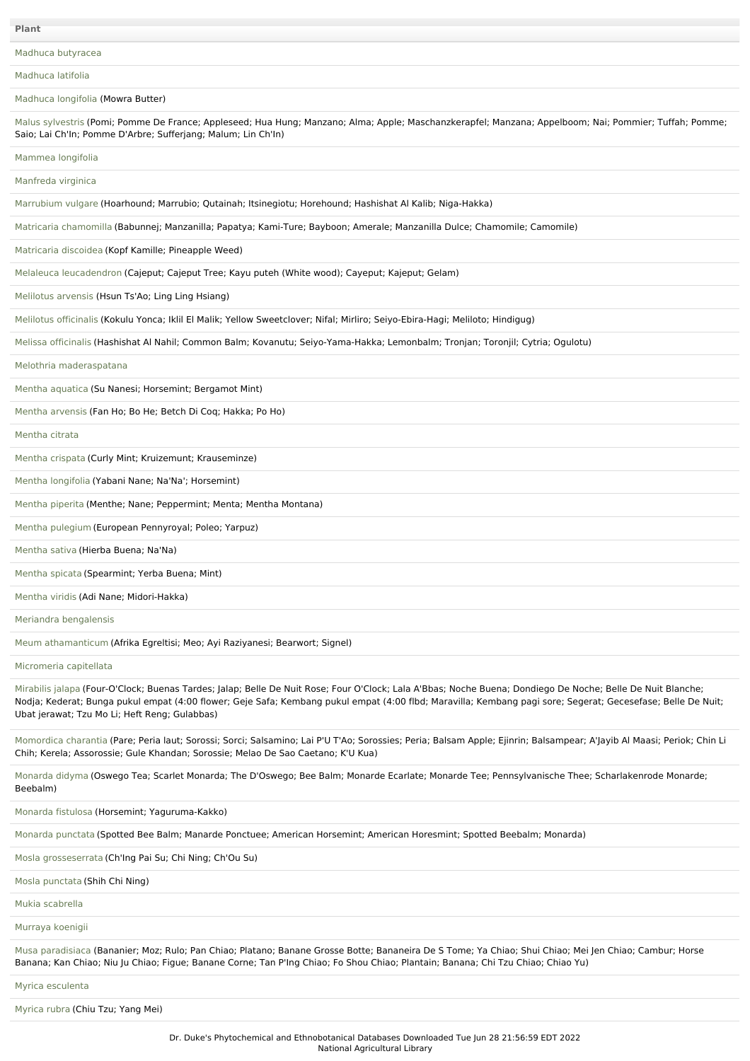| Plant |
| --- |
| Madhuca butyracea |
| Madhuca latifolia |
| Madhuca longifolia (Mowra Butter) |
| Malus sylvestris (Pomi; Pomme De France; Appleseed; Hua Hung; Manzano; Alma; Apple; Maschanzkerapfel; Manzana; Appelboom; Nai; Pommier; Tuffah; Pomme; Saio; Lai Ch'In; Pomme D'Arbre; Sufferjang; Malum; Lin Ch'In) |
| Mammea longifolia |
| Manfreda virginica |
| Marrubium vulgare (Hoarhound; Marrubio; Qutainah; Itsinegiotu; Horehound; Hashishat Al Kalib; Niga-Hakka) |
| Matricaria chamomilla (Babunnej; Manzanilla; Papatya; Kami-Ture; Bayboon; Amerale; Manzanilla Dulce; Chamomile; Camomile) |
| Matricaria discoidea (Kopf Kamille; Pineapple Weed) |
| Melaleuca leucadendron (Cajeput; Cajeput Tree; Kayu puteh (White wood); Cayeput; Kajeput; Gelam) |
| Melilotus arvensis (Hsun Ts'Ao; Ling Ling Hsiang) |
| Melilotus officinalis (Kokulu Yonca; Iklil El Malik; Yellow Sweetclover; Nifal; Mirliro; Seiyo-Ebira-Hagi; Meliloto; Hindigug) |
| Melissa officinalis (Hashishat Al Nahil; Common Balm; Kovanutu; Seiyo-Yama-Hakka; Lemonbalm; Tronjan; Toronjil; Cytria; Ogulotu) |
| Melothria maderaspatana |
| Mentha aquatica (Su Nanesi; Horsemint; Bergamot Mint) |
| Mentha arvensis (Fan Ho; Bo He; Betch Di Coq; Hakka; Po Ho) |
| Mentha citrata |
| Mentha crispata (Curly Mint; Kruizemunt; Krauseminze) |
| Mentha longifolia (Yabani Nane; Na'Na'; Horsemint) |
| Mentha piperita (Menthe; Nane; Peppermint; Menta; Mentha Montana) |
| Mentha pulegium (European Pennyroyal; Poleo; Yarpuz) |
| Mentha sativa (Hierba Buena; Na'Na) |
| Mentha spicata (Spearmint; Yerba Buena; Mint) |
| Mentha viridis (Adi Nane; Midori-Hakka) |
| Meriandra bengalensis |
| Meum athamanticum (Afrika Egreltisi; Meo; Ayi Raziyanesi; Bearwort; Signel) |
| Micromeria capitellata |
| Mirabilis jalapa (Four-O'Clock; Buenas Tardes; Jalap; Belle De Nuit Rose; Four O'Clock; Lala A'Bbas; Noche Buena; Dondiego De Noche; Belle De Nuit Blanche; Nodja; Kederat; Bunga pukul empat (4:00 flower; Geje Safa; Kembang pukul empat (4:00 flbd; Maravilla; Kembang pagi sore; Segerat; Gecesefase; Belle De Nuit; Ubat jerawat; Tzu Mo Li; Heft Reng; Gulabbas) |
| Momordica charantia (Pare; Peria laut; Sorossi; Sorci; Salsamino; Lai P'U T'Ao; Sorossies; Peria; Balsam Apple; Ejinrin; Balsampear; A'Jayib Al Maasi; Periok; Chin Li Chih; Kerela; Assorossie; Gule Khandan; Sorossie; Melao De Sao Caetano; K'U Kua) |
| Monarda didyma (Oswego Tea; Scarlet Monarda; The D'Oswego; Bee Balm; Monarde Ecarlate; Monarde Tee; Pennsylvanische Thee; Scharlakenrode Monarde; Beebalm) |
| Monarda fistulosa (Horsemint; Yaguruma-Kakko) |
| Monarda punctata (Spotted Bee Balm; Manarde Ponctuee; American Horsemint; American Horesmint; Spotted Beebalm; Monarda) |
| Mosla grosseserrata (Ch'Ing Pai Su; Chi Ning; Ch'Ou Su) |
| Mosla punctata (Shih Chi Ning) |
| Mukia scabrella |
| Murraya koenigii |
| Musa paradisiaca (Bananier; Moz; Rulo; Pan Chiao; Platano; Banane Grosse Botte; Bananeira De S Tome; Ya Chiao; Shui Chiao; Mei Jen Chiao; Cambur; Horse Banana; Kan Chiao; Niu Ju Chiao; Figue; Banane Corne; Tan P'Ing Chiao; Fo Shou Chiao; Plantain; Banana; Chi Tzu Chiao; Chiao Yu) |
| Myrica esculenta |
| Myrica rubra (Chiu Tzu; Yang Mei) |

Dr. Duke's Phytochemical and Ethnobotanical Databases Downloaded Tue Jun 28 21:56:59 EDT 2022
National Agricultural Library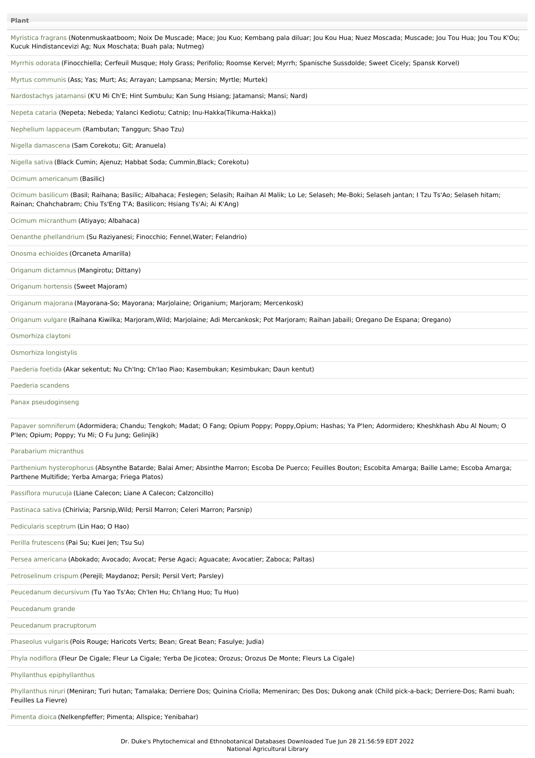| Plant |
| --- |
| Myristica fragrans (Notenmuskaatboom; Noix De Muscade; Mace; Jou Kuo; Kembang pala diluar; Jou Kou Hua; Nuez Moscada; Muscade; Jou Tou Hua; Jou Tou K'Ou; Kucuk Hindistancevizi Ag; Nux Moschata; Buah pala; Nutmeg) |
| Myrrhis odorata (Finocchiella; Cerfeuil Musque; Holy Grass; Perifolio; Roomse Kervel; Myrrh; Spanische Sussdolde; Sweet Cicely; Spansk Korvel) |
| Myrtus communis (Ass; Yas; Murt; As; Arrayan; Lampsana; Mersin; Myrtle; Murtek) |
| Nardostachys jatamansi (K'U Mi Ch'E; Hint Sumbulu; Kan Sung Hsiang; Jatamansi; Mansi; Nard) |
| Nepeta cataria (Nepeta; Nebeda; Yalanci Kediotu; Catnip; Inu-Hakka(Tikuma-Hakka)) |
| Nephelium lappaceum (Rambutan; Tanggun; Shao Tzu) |
| Nigella damascena (Sam Corekotu; Git; Aranuela) |
| Nigella sativa (Black Cumin; Ajenuz; Habbat Soda; Cummin,Black; Corekotu) |
| Ocimum americanum (Basilic) |
| Ocimum basilicum (Basil; Raihana; Basilic; Albahaca; Feslegen; Selasih; Raihan Al Malik; Lo Le; Selaseh; Me-Boki; Selaseh jantan; I Tzu Ts'Ao; Selaseh hitam; Rainan; Chahchabram; Chiu Ts'Eng T'A; Basilicon; Hsiang Ts'Ai; Ai K'Ang) |
| Ocimum micranthum (Atiyayo; Albahaca) |
| Oenanthe phellandrium (Su Raziyanesi; Finocchio; Fennel,Water; Felandrio) |
| Onosma echioides (Orcaneta Amarilla) |
| Origanum dictamnus (Mangirotu; Dittany) |
| Origanum hortensis (Sweet Majoram) |
| Origanum majorana (Mayorana-So; Mayorana; Marjolaine; Origanium; Marjoram; Mercenkosk) |
| Origanum vulgare (Raihana Kiwilka; Marjoram,Wild; Marjolaine; Adi Mercankosk; Pot Marjoram; Raihan Jabaili; Oregano De Espana; Oregano) |
| Osmorhiza claytoni |
| Osmorhiza longistylis |
| Paederia foetida (Akar sekentut; Nu Ch'Ing; Ch'Iao Piao; Kasembukan; Kesimbukan; Daun kentut) |
| Paederia scandens |
| Panax pseudoginseng |
| Papaver somniferum (Adormidera; Chandu; Tengkoh; Madat; O Fang; Opium Poppy; Poppy,Opium; Hashas; Ya P'Ien; Adormidero; Kheshkhash Abu Al Noum; O P'Ien; Opium; Poppy; Yu Mi; O Fu Jung; Gelinjik) |
| Parabarium micranthus |
| Parthenium hysterophorus (Absynthe Batarde; Balai Amer; Absinthe Marron; Escoba De Puerco; Feuilles Bouton; Escobita Amarga; Baille Lame; Escoba Amarga; Parthene Multifide; Yerba Amarga; Friega Platos) |
| Passiflora murucuja (Liane Calecon; Liane A Calecon; Calzoncillo) |
| Pastinaca sativa (Chirivia; Parsnip,Wild; Persil Marron; Celeri Marron; Parsnip) |
| Pedicularis sceptrum (Lin Hao; O Hao) |
| Perilla frutescens (Pai Su; Kuei Jen; Tsu Su) |
| Persea americana (Abokado; Avocado; Avocat; Perse Agaci; Aguacate; Avocatier; Zaboca; Paltas) |
| Petroselinum crispum (Perejil; Maydanoz; Persil; Persil Vert; Parsley) |
| Peucedanum decursivum (Tu Yao Ts'Ao; Ch'Ien Hu; Ch'Iang Huo; Tu Huo) |
| Peucedanum grande |
| Peucedanum pracruptorum |
| Phaseolus vulgaris (Pois Rouge; Haricots Verts; Bean; Great Bean; Fasulye; Judia) |
| Phyla nodiflora (Fleur De Cigale; Fleur La Cigale; Yerba De Jicotea; Orozus; Orozus De Monte; Fleurs La Cigale) |
| Phyllanthus epiphyllanthus |
| Phyllanthus niruri (Meniran; Turi hutan; Tamalaka; Derriere Dos; Quinina Criolla; Memeniran; Des Dos; Dukong anak (Child pick-a-back; Derriere-Dos; Rami buah; Feuilles La Fievre) |
| Pimenta dioica (Nelkenpfeffer; Pimenta; Allspice; Yenibahar) |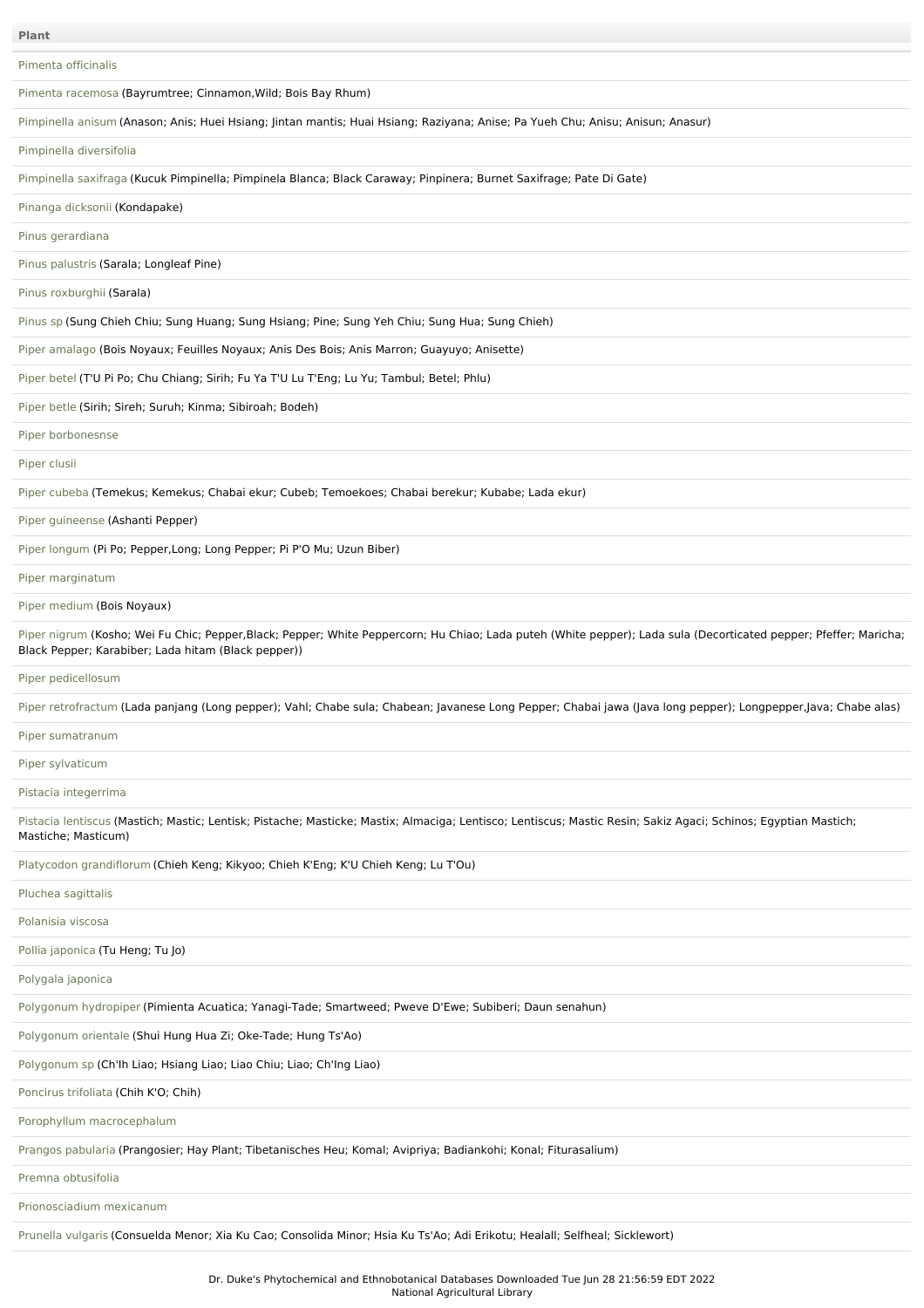| Plant |
| --- |
| Pimenta officinalis |
| Pimenta racemosa (Bayrumtree; Cinnamon,Wild; Bois Bay Rhum) |
| Pimpinella anisum (Anason; Anis; Huei Hsiang; Jintan mantis; Huai Hsiang; Raziyana; Anise; Pa Yueh Chu; Anisu; Anisun; Anasur) |
| Pimpinella diversifolia |
| Pimpinella saxifraga (Kucuk Pimpinella; Pimpinela Blanca; Black Caraway; Pinpinera; Burnet Saxifrage; Pate Di Gate) |
| Pinanga dicksonii (Kondapake) |
| Pinus gerardiana |
| Pinus palustris (Sarala; Longleaf Pine) |
| Pinus roxburghii (Sarala) |
| Pinus sp (Sung Chieh Chiu; Sung Huang; Sung Hsiang; Pine; Sung Yeh Chiu; Sung Hua; Sung Chieh) |
| Piper amalago (Bois Noyaux; Feuilles Noyaux; Anis Des Bois; Anis Marron; Guayuyo; Anisette) |
| Piper betel (T'U Pi Po; Chu Chiang; Sirih; Fu Ya T'U Lu T'Eng; Lu Yu; Tambul; Betel; Phlu) |
| Piper betle (Sirih; Sireh; Suruh; Kinma; Sibiroah; Bodeh) |
| Piper borbonesnse |
| Piper clusii |
| Piper cubeba (Temekus; Kemekus; Chabai ekur; Cubeb; Temoekoes; Chabai berekur; Kubabe; Lada ekur) |
| Piper guineense (Ashanti Pepper) |
| Piper longum (Pi Po; Pepper,Long; Long Pepper; Pi P'O Mu; Uzun Biber) |
| Piper marginatum |
| Piper medium (Bois Noyaux) |
| Piper nigrum (Kosho; Wei Fu Chic; Pepper,Black; Pepper; White Peppercorn; Hu Chiao; Lada puteh (White pepper); Lada sula (Decorticated pepper; Pfeffer; Maricha; Black Pepper; Karabiber; Lada hitam (Black pepper)) |
| Piper pedicellosum |
| Piper retrofractum (Lada panjang (Long pepper); Vahl; Chabe sula; Chabean; Javanese Long Pepper; Chabai jawa (Java long pepper); Longpepper,Java; Chabe alas) |
| Piper sumatranum |
| Piper sylvaticum |
| Pistacia integerrima |
| Pistacia lentiscus (Mastich; Mastic; Lentisk; Pistache; Masticke; Mastix; Almaciga; Lentisco; Lentiscus; Mastic Resin; Sakiz Agaci; Schinos; Egyptian Mastich; Mastiche; Masticum) |
| Platycodon grandiflorum (Chieh Keng; Kikyoo; Chieh K'Eng; K'U Chieh Keng; Lu T'Ou) |
| Pluchea sagittalis |
| Polanisia viscosa |
| Pollia japonica (Tu Heng; Tu Jo) |
| Polygala japonica |
| Polygonum hydropiper (Pimienta Acuatica; Yanagi-Tade; Smartweed; Pweve D'Ewe; Subiberi; Daun senahun) |
| Polygonum orientale (Shui Hung Hua Zi; Oke-Tade; Hung Ts'Ao) |
| Polygonum sp (Ch'Ih Liao; Hsiang Liao; Liao Chiu; Liao; Ch'Ing Liao) |
| Poncirus trifoliata (Chih K'O; Chih) |
| Porophyllum macrocephalum |
| Prangos pabularia (Prangosier; Hay Plant; Tibetanisches Heu; Komal; Avipriya; Badiankohi; Konal; Fiturasalium) |
| Premna obtusifolia |
| Prionosciadium mexicanum |
| Prunella vulgaris (Consuelda Menor; Xia Ku Cao; Consolida Minor; Hsia Ku Ts'Ao; Adi Erikotu; Healall; Selfheal; Sicklewort) |

Dr. Duke's Phytochemical and Ethnobotanical Databases Downloaded Tue Jun 28 21:56:59 EDT 2022
National Agricultural Library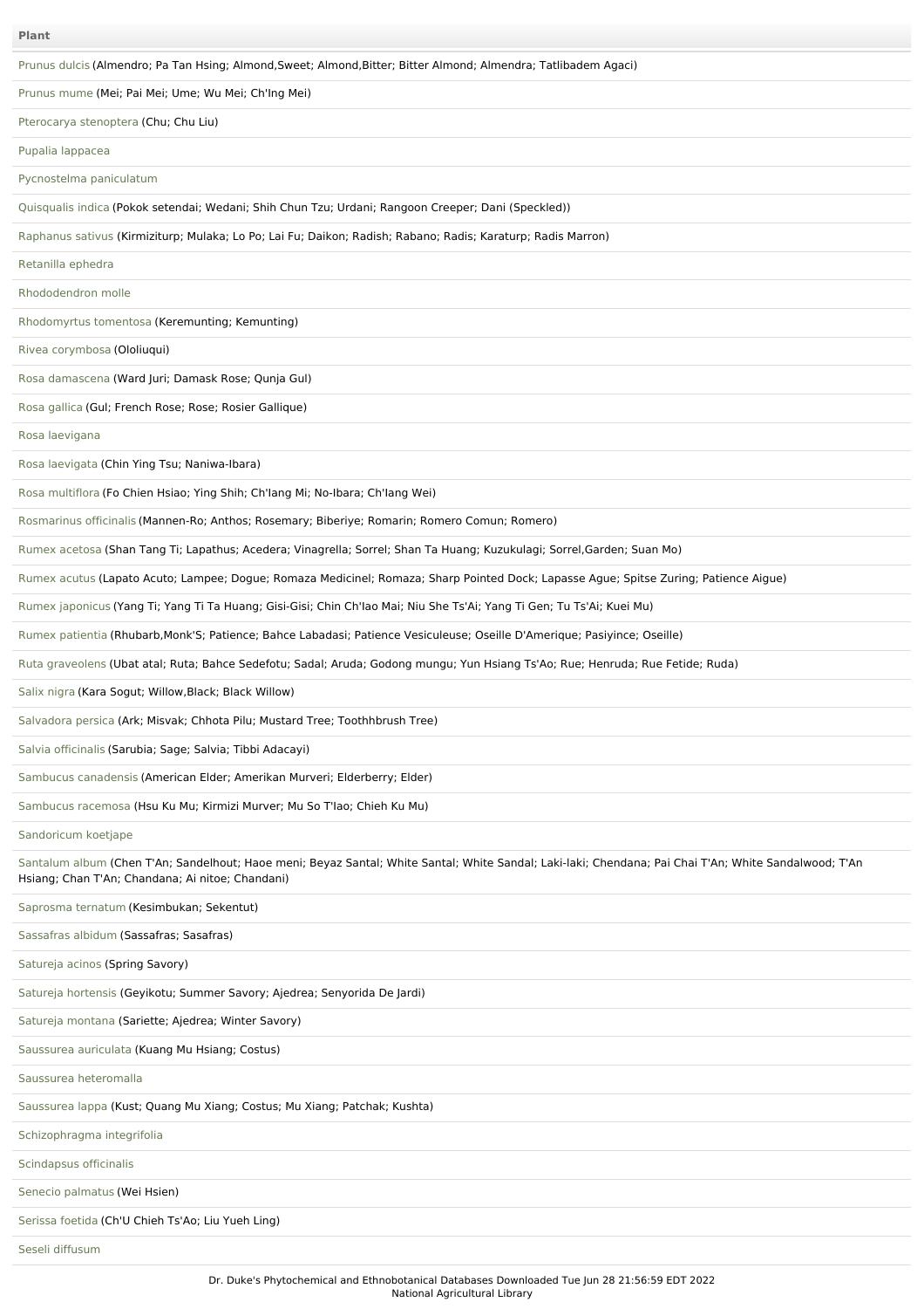| Plant |
| --- |
| Prunus dulcis (Almendro; Pa Tan Hsing; Almond,Sweet; Almond,Bitter; Bitter Almond; Almendra; Tatlibadem Agaci) |
| Prunus mume (Mei; Pai Mei; Ume; Wu Mei; Ch'Ing Mei) |
| Pterocarya stenoptera (Chu; Chu Liu) |
| Pupalia lappacea |
| Pycnostelma paniculatum |
| Quisqualis indica (Pokok setendai; Wedani; Shih Chun Tzu; Urdani; Rangoon Creeper; Dani (Speckled)) |
| Raphanus sativus (Kirmiziturp; Mulaka; Lo Po; Lai Fu; Daikon; Radish; Rabano; Radis; Karaturp; Radis Marron) |
| Retanilla ephedra |
| Rhododendron molle |
| Rhodomyrtus tomentosa (Keremunting; Kemunting) |
| Rivea corymbosa (Ololiuqui) |
| Rosa damascena (Ward Juri; Damask Rose; Qunja Gul) |
| Rosa gallica (Gul; French Rose; Rose; Rosier Gallique) |
| Rosa laevigana |
| Rosa laevigata (Chin Ying Tsu; Naniwa-Ibara) |
| Rosa multiflora (Fo Chien Hsiao; Ying Shih; Ch'Iang Mi; No-Ibara; Ch'Iang Wei) |
| Rosmarinus officinalis (Mannen-Ro; Anthos; Rosemary; Biberiye; Romarin; Romero Comun; Romero) |
| Rumex acetosa (Shan Tang Ti; Lapathus; Acedera; Vinagrella; Sorrel; Shan Ta Huang; Kuzukulagi; Sorrel,Garden; Suan Mo) |
| Rumex acutus (Lapato Acuto; Lampee; Dogue; Romaza Medicinel; Romaza; Sharp Pointed Dock; Lapasse Ague; Spitse Zuring; Patience Aigue) |
| Rumex japonicus (Yang Ti; Yang Ti Ta Huang; Gisi-Gisi; Chin Ch'Iao Mai; Niu She Ts'Ai; Yang Ti Gen; Tu Ts'Ai; Kuei Mu) |
| Rumex patientia (Rhubarb,Monk'S; Patience; Bahce Labadasi; Patience Vesiculeuse; Oseille D'Amerique; Pasiyince; Oseille) |
| Ruta graveolens (Ubat atal; Ruta; Bahce Sedefotu; Sadal; Aruda; Godong mungu; Yun Hsiang Ts'Ao; Rue; Henruda; Rue Fetide; Ruda) |
| Salix nigra (Kara Sogut; Willow,Black; Black Willow) |
| Salvadora persica (Ark; Misvak; Chhota Pilu; Mustard Tree; Toothhbrush Tree) |
| Salvia officinalis (Sarubia; Sage; Salvia; Tibbi Adacayi) |
| Sambucus canadensis (American Elder; Amerikan Murveri; Elderberry; Elder) |
| Sambucus racemosa (Hsu Ku Mu; Kirmizi Murver; Mu So T'Iao; Chieh Ku Mu) |
| Sandoricum koetjape |
| Santalum album (Chen T'An; Sandelhout; Haoe meni; Beyaz Santal; White Santal; White Sandal; Laki-laki; Chendana; Pai Chai T'An; White Sandalwood; T'An Hsiang; Chan T'An; Chandana; Ai nitoe; Chandani) |
| Saprosma ternatum (Kesimbukan; Sekentut) |
| Sassafras albidum (Sassafras; Sasafras) |
| Satureja acinos (Spring Savory) |
| Satureja hortensis (Geyikotu; Summer Savory; Ajedrea; Senyorida De Jardi) |
| Satureja montana (Sariette; Ajedrea; Winter Savory) |
| Saussurea auriculata (Kuang Mu Hsiang; Costus) |
| Saussurea heteromalla |
| Saussurea lappa (Kust; Quang Mu Xiang; Costus; Mu Xiang; Patchak; Kushta) |
| Schizophragma integrifolia |
| Scindapsus officinalis |
| Senecio palmatus (Wei Hsien) |
| Serissa foetida (Ch'U Chieh Ts'Ao; Liu Yueh Ling) |
| Seseli diffusum |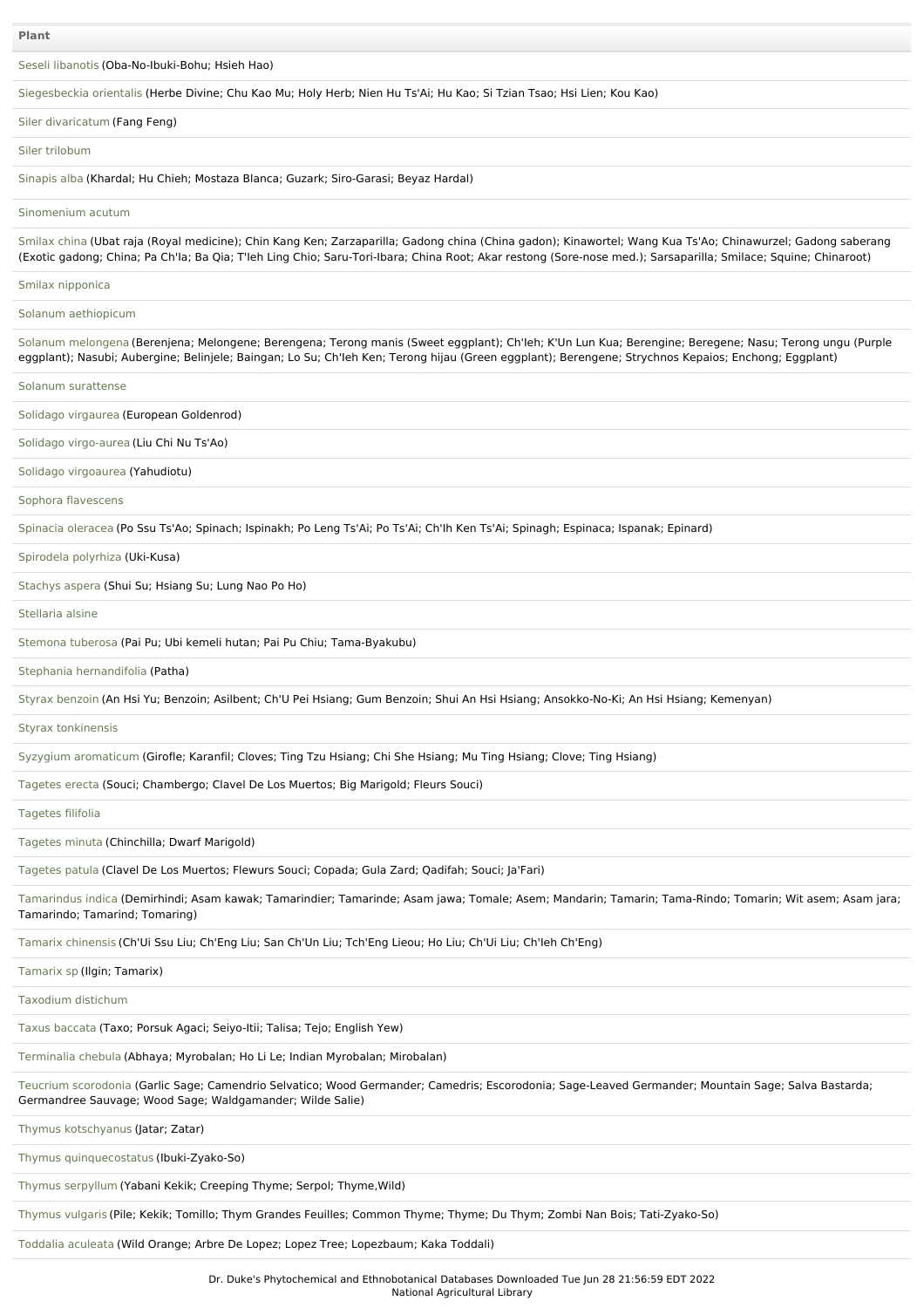| Plant |
| --- |
| Seseli libanotis (Oba-No-Ibuki-Bohu; Hsieh Hao) |
| Siegesbeckia orientalis (Herbe Divine; Chu Kao Mu; Holy Herb; Nien Hu Ts'Ai; Hu Kao; Si Tzian Tsao; Hsi Lien; Kou Kao) |
| Siler divaricatum (Fang Feng) |
| Siler trilobum |
| Sinapis alba (Khardal; Hu Chieh; Mostaza Blanca; Guzark; Siro-Garasi; Beyaz Hardal) |
| Sinomenium acutum |
| Smilax china (Ubat raja (Royal medicine); Chin Kang Ken; Zarzaparilla; Gadong china (China gadon); Kinawortel; Wang Kua Ts'Ao; Chinawurzel; Gadong saberang (Exotic gadong; China; Pa Ch'Ia; Ba Qia; T'Ieh Ling Chio; Saru-Tori-Ibara; China Root; Akar restong (Sore-nose med.); Sarsaparilla; Smilace; Squine; Chinaroot) |
| Smilax nipponica |
| Solanum aethiopicum |
| Solanum melongena (Berenjena; Melongene; Berengena; Terong manis (Sweet eggplant); Ch'Ieh; K'Un Lun Kua; Berengine; Beregene; Nasu; Terong ungu (Purple eggplant); Nasubi; Aubergine; Belinjele; Baingan; Lo Su; Ch'Ieh Ken; Terong hijau (Green eggplant); Berengene; Strychnos Kepaios; Enchong; Eggplant) |
| Solanum surattense |
| Solidago virgaurea (European Goldenrod) |
| Solidago virgo-aurea (Liu Chi Nu Ts'Ao) |
| Solidago virgoaurea (Yahudiotu) |
| Sophora flavescens |
| Spinacia oleracea (Po Ssu Ts'Ao; Spinach; Ispinakh; Po Leng Ts'Ai; Po Ts'Ai; Ch'Ih Ken Ts'Ai; Spinagh; Espinaca; Ispanak; Epinard) |
| Spirodela polyrhiza (Uki-Kusa) |
| Stachys aspera (Shui Su; Hsiang Su; Lung Nao Po Ho) |
| Stellaria alsine |
| Stemona tuberosa (Pai Pu; Ubi kemeli hutan; Pai Pu Chiu; Tama-Byakubu) |
| Stephania hernandifolia (Patha) |
| Styrax benzoin (An Hsi Yu; Benzoin; Asilbent; Ch'U Pei Hsiang; Gum Benzoin; Shui An Hsi Hsiang; Ansokko-No-Ki; An Hsi Hsiang; Kemenyan) |
| Styrax tonkinensis |
| Syzygium aromaticum (Girofle; Karanfil; Cloves; Ting Tzu Hsiang; Chi She Hsiang; Mu Ting Hsiang; Clove; Ting Hsiang) |
| Tagetes erecta (Souci; Chambergo; Clavel De Los Muertos; Big Marigold; Fleurs Souci) |
| Tagetes filifolia |
| Tagetes minuta (Chinchilla; Dwarf Marigold) |
| Tagetes patula (Clavel De Los Muertos; Flewurs Souci; Copada; Gula Zard; Qadifah; Souci; Ja'Fari) |
| Tamarindus indica (Demirhindi; Asam kawak; Tamarindier; Tamarinde; Asam jawa; Tomale; Asem; Mandarin; Tamarin; Tama-Rindo; Tomarin; Wit asem; Asam jara; Tamarindo; Tamarind; Tomaring) |
| Tamarix chinensis (Ch'Ui Ssu Liu; Ch'Eng Liu; San Ch'Un Liu; Tch'Eng Lieou; Ho Liu; Ch'Ui Liu; Ch'Ieh Ch'Eng) |
| Tamarix sp (Ilgin; Tamarix) |
| Taxodium distichum |
| Taxus baccata (Taxo; Porsuk Agaci; Seiyo-Itii; Talisa; Tejo; English Yew) |
| Terminalia chebula (Abhaya; Myrobalan; Ho Li Le; Indian Myrobalan; Mirobalan) |
| Teucrium scorodonia (Garlic Sage; Camendrio Selvatico; Wood Germander; Camedris; Escorodonia; Sage-Leaved Germander; Mountain Sage; Salva Bastarda; Germandree Sauvage; Wood Sage; Waldgamander; Wilde Salie) |
| Thymus kotschyanus (Jatar; Zatar) |
| Thymus quinquecostatus (Ibuki-Zyako-So) |
| Thymus serpyllum (Yabani Kekik; Creeping Thyme; Serpol; Thyme,Wild) |
| Thymus vulgaris (Pile; Kekik; Tomillo; Thym Grandes Feuilles; Common Thyme; Thyme; Du Thym; Zombi Nan Bois; Tati-Zyako-So) |
| Toddalia aculeata (Wild Orange; Arbre De Lopez; Lopez Tree; Lopezbaum; Kaka Toddali) |

Dr. Duke's Phytochemical and Ethnobotanical Databases Downloaded Tue Jun 28 21:56:59 EDT 2022
National Agricultural Library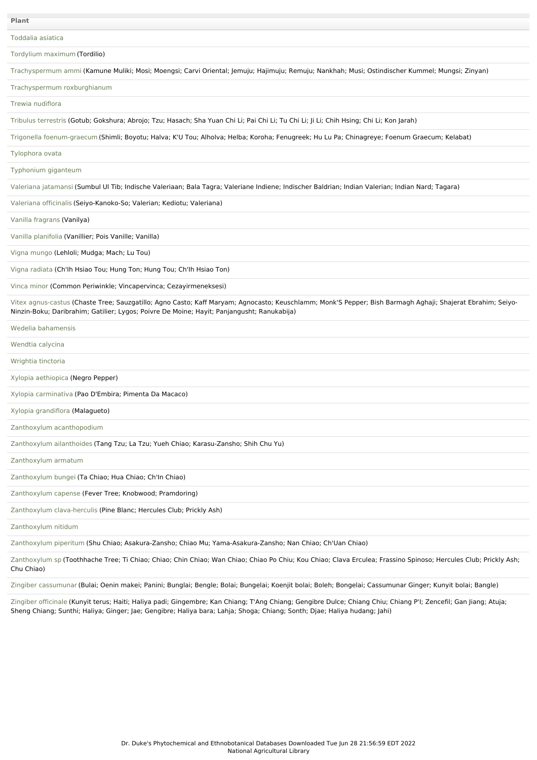| Plant |
| --- |
| Toddalia asiatica |
| Tordylium maximum (Tordilio) |
| Trachyspermum ammi (Kamune Muliki; Mosi; Moengsi; Carvi Oriental; Jemuju; Hajimuju; Remuju; Nankhah; Musi; Ostindischer Kummel; Mungsi; Zinyan) |
| Trachyspermum roxburghianum |
| Trewia nudiflora |
| Tribulus terrestris (Gotub; Gokshura; Abrojo; Tzu; Hasach; Sha Yuan Chi Li; Pai Chi Li; Tu Chi Li; Ji Li; Chih Hsing; Chi Li; Kon Jarah) |
| Trigonella foenum-graecum (Shimli; Boyotu; Halva; K'U Tou; Alholva; Helba; Koroha; Fenugreek; Hu Lu Pa; Chinagreye; Foenum Graecum; Kelabat) |
| Tylophora ovata |
| Typhonium giganteum |
| Valeriana jatamansi (Sumbul Ul Tib; Indische Valeriaan; Bala Tagra; Valeriane Indiene; Indischer Baldrian; Indian Valerian; Indian Nard; Tagara) |
| Valeriana officinalis (Seiyo-Kanoko-So; Valerian; Kediotu; Valeriana) |
| Vanilla fragrans (Vanilya) |
| Vanilla planifolia (Vanillier; Pois Vanille; Vanilla) |
| Vigna mungo (Lehloli; Mudga; Mach; Lu Tou) |
| Vigna radiata (Ch'Ih Hsiao Tou; Hung Ton; Hung Tou; Ch'Ih Hsiao Ton) |
| Vinca minor (Common Periwinkle; Vincapervinca; Cezayirmeneksesi) |
| Vitex agnus-castus (Chaste Tree; Sauzgatillo; Agno Casto; Kaff Maryam; Agnocasto; Keuschlamm; Monk'S Pepper; Bish Barmagh Aghaji; Shajerat Ebrahim; Seiyo-Ninzin-Boku; Daribrahim; Gatilier; Lygos; Poivre De Moine; Hayit; Panjangusht; Ranukabija) |
| Wedelia bahamensis |
| Wendtia calycina |
| Wrightia tinctoria |
| Xylopia aethiopica (Negro Pepper) |
| Xylopia carminativa (Pao D'Embira; Pimenta Da Macaco) |
| Xylopia grandiflora (Malagueto) |
| Zanthoxylum acanthopodium |
| Zanthoxylum ailanthoides (Tang Tzu; La Tzu; Yueh Chiao; Karasu-Zansho; Shih Chu Yu) |
| Zanthoxylum armatum |
| Zanthoxylum bungei (Ta Chiao; Hua Chiao; Ch'In Chiao) |
| Zanthoxylum capense (Fever Tree; Knobwood; Pramdoring) |
| Zanthoxylum clava-herculis (Pine Blanc; Hercules Club; Prickly Ash) |
| Zanthoxylum nitidum |
| Zanthoxylum piperitum (Shu Chiao; Asakura-Zansho; Chiao Mu; Yama-Asakura-Zansho; Nan Chiao; Ch'Uan Chiao) |
| Zanthoxylum sp (Toothhache Tree; Ti Chiao; Chiao; Chin Chiao; Wan Chiao; Chiao Po Chiu; Kou Chiao; Clava Erculea; Frassino Spinoso; Hercules Club; Prickly Ash; Chu Chiao) |
| Zingiber cassumunar (Bulai; Oenin makei; Panini; Bunglai; Bengle; Bolai; Bungelai; Koenjit bolai; Boleh; Bongelai; Cassumunar Ginger; Kunyit bolai; Bangle) |
| Zingiber officinale (Kunyit terus; Haiti; Haliya padi; Gingembre; Kan Chiang; T'Ang Chiang; Gengibre Dulce; Chiang Chiu; Chiang P'I; Zencefil; Gan Jiang; Atuja; Sheng Chiang; Sunthi; Haliya; Ginger; Jae; Gengibre; Haliya bara; Lahja; Shoga; Chiang; Sonth; Djae; Haliya hudang; Jahi) |

Dr. Duke's Phytochemical and Ethnobotanical Databases Downloaded Tue Jun 28 21:56:59 EDT 2022
National Agricultural Library